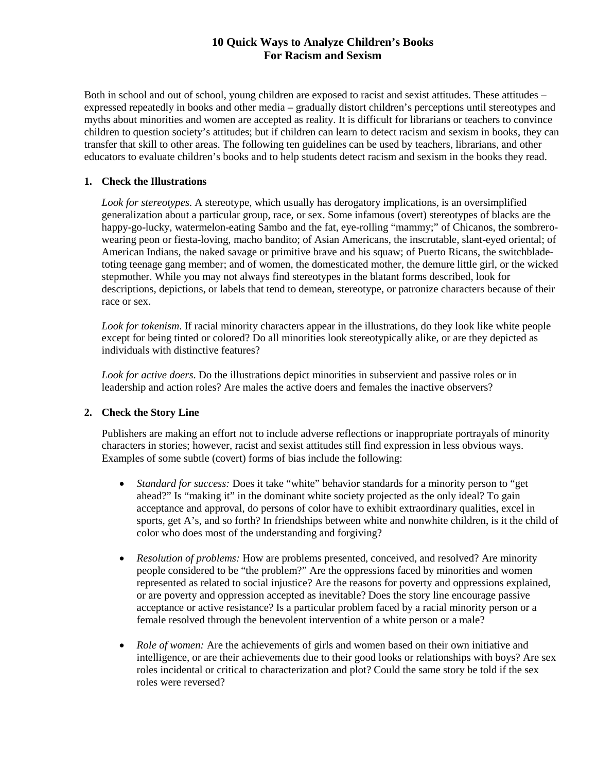# 10 Quick Ways to Analyze Children's Books For Racism and Sexism

Both in school and out of school, young children are exposed to racist and sexist attitudes. These attitudes – expressed repeatedly in books and other media – gradually distort children's perceptions until stereotypes and myths about minorities and women are accepted as reality. It is difficult for librarians or teachers to convince children to question society's attitudes; but if children can learn to detect racism and sexism in books, they can transfer that skill to other areas. The following ten guidelines can be used by teachers, librarians, and other educators to evaluate children's books and to help students detect racism and sexism in the books they read.

## 1. Check the Illustrations

*Look for stereotypes.* A stereotype, which usually has derogatory implications, is an oversimplified generalization about a particular group, race, or sex. Some infamous (overt) stereotypes of blacks are the happy-go-lucky, watermelon-eating Sambo and the fat, eye-rolling "mammy;" of Chicanos, the sombrero-wearing peon or fiesta-loving, macho bandito; of Asian Americans, the inscrutable, slant-eyed oriental; of American Indians, the naked savage or primitive brave and his squaw; of Puerto Ricans, the switchblade-toting teenage gang member; and of women, the domesticated mother, the demure little girl, or the wicked stepmother. While you may not always find stereotypes in the blatant forms described, look for descriptions, depictions, or labels that tend to demean, stereotype, or patronize characters because of their race or sex.

*Look for tokenism*. If racial minority characters appear in the illustrations, do they look like white people except for being tinted or colored? Do all minorities look stereotypically alike, or are they depicted as individuals with distinctive features?

*Look for active doers*. Do the illustrations depict minorities in subservient and passive roles or in leadership and action roles? Are males the active doers and females the inactive observers?

## 2. Check the Story Line

Publishers are making an effort not to include adverse reflections or inappropriate portrayals of minority characters in stories; however, racist and sexist attitudes still find expression in less obvious ways. Examples of some subtle (covert) forms of bias include the following:

- *Standard for success:* Does it take "white" behavior standards for a minority person to "get ahead?" Is "making it" in the dominant white society projected as the only ideal? To gain acceptance and approval, do persons of color have to exhibit extraordinary qualities, excel in sports, get A's, and so forth? In friendships between white and nonwhite children, is it the child of color who does most of the understanding and forgiving?

- *Resolution of problems:* How are problems presented, conceived, and resolved? Are minority people considered to be "the problem?" Are the oppressions faced by minorities and women represented as related to social injustice? Are the reasons for poverty and oppressions explained, or are poverty and oppression accepted as inevitable? Does the story line encourage passive acceptance or active resistance? Is a particular problem faced by a racial minority person or a female resolved through the benevolent intervention of a white person or a male?

- *Role of women:* Are the achievements of girls and women based on their own initiative and intelligence, or are their achievements due to their good looks or relationships with boys? Are sex roles incidental or critical to characterization and plot? Could the same story be told if the sex roles were reversed?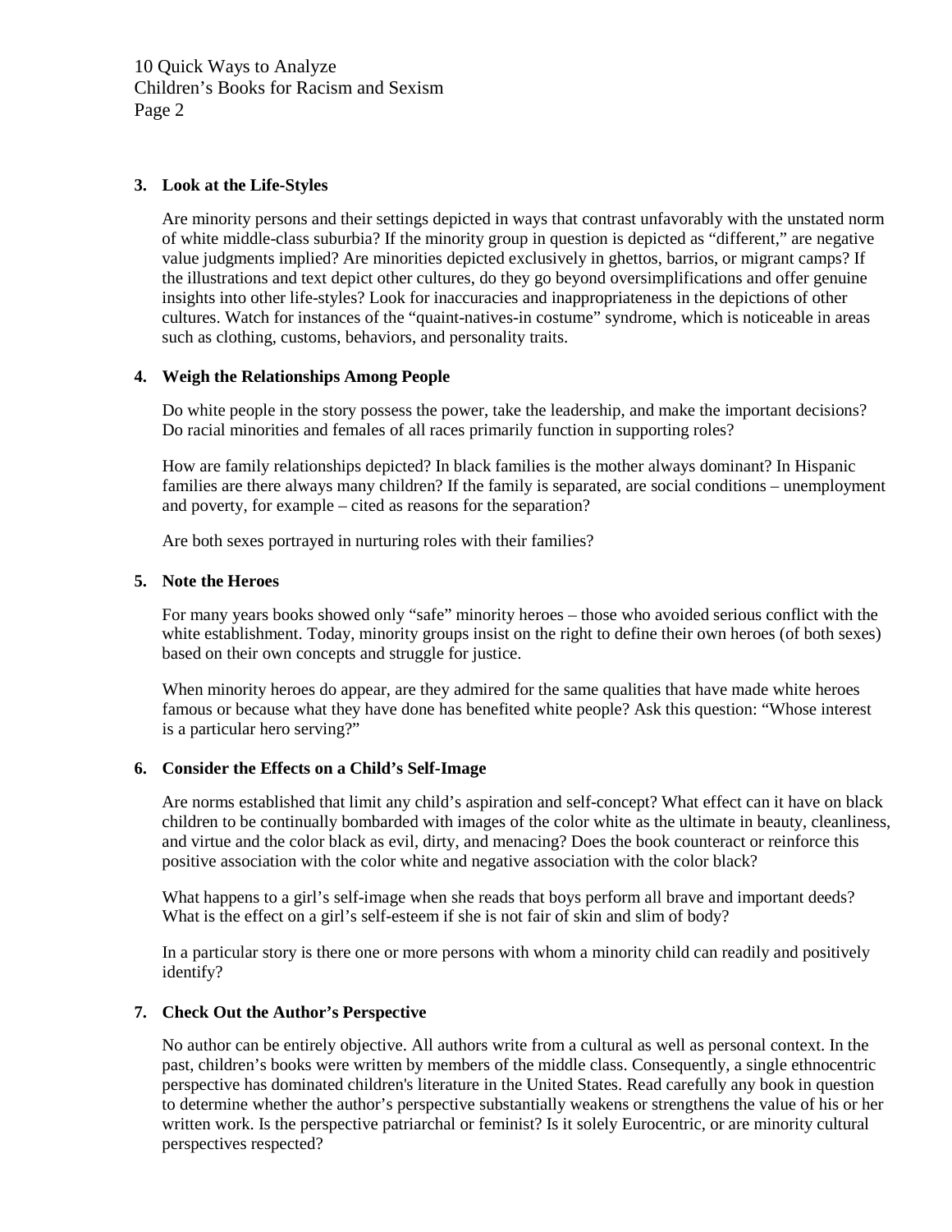**3. Look at the Life-Styles**

Are minority persons and their settings depicted in ways that contrast unfavorably with the unstated norm of white middle-class suburbia? If the minority group in question is depicted as "different," are negative value judgments implied? Are minorities depicted exclusively in ghettos, barrios, or migrant camps? If the illustrations and text depict other cultures, do they go beyond oversimplifications and offer genuine insights into other life-styles? Look for inaccuracies and inappropriateness in the depictions of other cultures. Watch for instances of the "quaint-natives-in costume" syndrome, which is noticeable in areas such as clothing, customs, behaviors, and personality traits.

**4. Weigh the Relationships Among People**

Do white people in the story possess the power, take the leadership, and make the important decisions? Do racial minorities and females of all races primarily function in supporting roles?

How are family relationships depicted? In black families is the mother always dominant? In Hispanic families are there always many children? If the family is separated, are social conditions – unemployment and poverty, for example – cited as reasons for the separation?

Are both sexes portrayed in nurturing roles with their families?

**5. Note the Heroes**

For many years books showed only "safe" minority heroes – those who avoided serious conflict with the white establishment. Today, minority groups insist on the right to define their own heroes (of both sexes) based on their own concepts and struggle for justice.

When minority heroes do appear, are they admired for the same qualities that have made white heroes famous or because what they have done has benefited white people? Ask this question: "Whose interest is a particular hero serving?"

**6. Consider the Effects on a Child's Self-Image**

Are norms established that limit any child's aspiration and self-concept? What effect can it have on black children to be continually bombarded with images of the color white as the ultimate in beauty, cleanliness, and virtue and the color black as evil, dirty, and menacing? Does the book counteract or reinforce this positive association with the color white and negative association with the color black?

What happens to a girl's self-image when she reads that boys perform all brave and important deeds? What is the effect on a girl's self-esteem if she is not fair of skin and slim of body?

In a particular story is there one or more persons with whom a minority child can readily and positively identify?

**7. Check Out the Author's Perspective**

No author can be entirely objective. All authors write from a cultural as well as personal context. In the past, children's books were written by members of the middle class. Consequently, a single ethnocentric perspective has dominated children's literature in the United States. Read carefully any book in question to determine whether the author's perspective substantially weakens or strengthens the value of his or her written work. Is the perspective patriarchal or feminist? Is it solely Eurocentric, or are minority cultural perspectives respected?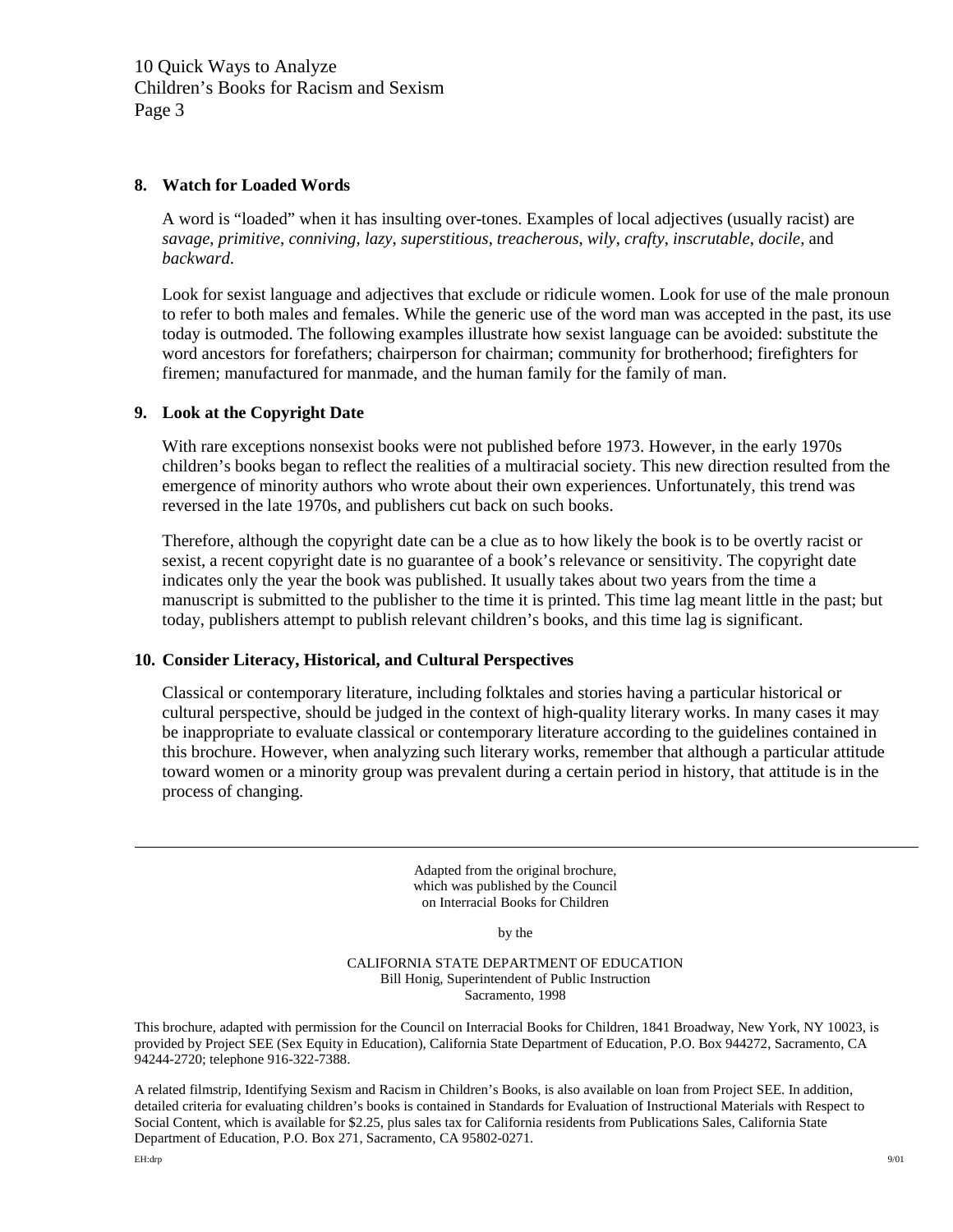## 8. Watch for Loaded Words

A word is "loaded" when it has insulting over-tones. Examples of local adjectives (usually racist) are *savage*, *primitive*, *conniving*, *lazy*, *superstitious*, *treacherous*, *wily*, *crafty*, *inscrutable*, *docile*, and *backward*.

Look for sexist language and adjectives that exclude or ridicule women. Look for use of the male pronoun to refer to both males and females. While the generic use of the word man was accepted in the past, its use today is outmoded. The following examples illustrate how sexist language can be avoided: substitute the word ancestors for forefathers; chairperson for chairman; community for brotherhood; firefighters for firemen; manufactured for manmade, and the human family for the family of man.

## 9. Look at the Copyright Date

With rare exceptions nonsexist books were not published before 1973. However, in the early 1970s children's books began to reflect the realities of a multiracial society. This new direction resulted from the emergence of minority authors who wrote about their own experiences. Unfortunately, this trend was reversed in the late 1970s, and publishers cut back on such books.

Therefore, although the copyright date can be a clue as to how likely the book is to be overtly racist or sexist, a recent copyright date is no guarantee of a book's relevance or sensitivity. The copyright date indicates only the year the book was published. It usually takes about two years from the time a manuscript is submitted to the publisher to the time it is printed. This time lag meant little in the past; but today, publishers attempt to publish relevant children's books, and this time lag is significant.

## 10. Consider Literacy, Historical, and Cultural Perspectives

Classical or contemporary literature, including folktales and stories having a particular historical or cultural perspective, should be judged in the context of high-quality literary works. In many cases it may be inappropriate to evaluate classical or contemporary literature according to the guidelines contained in this brochure. However, when analyzing such literary works, remember that although a particular attitude toward women or a minority group was prevalent during a certain period in history, that attitude is in the process of changing.

---

Adapted from the original brochure,
which was published by the Council
on Interracial Books for Children

by the

CALIFORNIA STATE DEPARTMENT OF EDUCATION
Bill Honig, Superintendent of Public Instruction
Sacramento, 1998

This brochure, adapted with permission for the Council on Interracial Books for Children, 1841 Broadway, New York, NY 10023, is provided by Project SEE (Sex Equity in Education), California State Department of Education, P.O. Box 944272, Sacramento, CA 94244-2720; telephone 916-322-7388.

A related filmstrip, Identifying Sexism and Racism in Children's Books, is also available on loan from Project SEE. In addition, detailed criteria for evaluating children's books is contained in Standards for Evaluation of Instructional Materials with Respect to Social Content, which is available for $2.25, plus sales tax for California residents from Publications Sales, California State Department of Education, P.O. Box 271, Sacramento, CA 95802-0271.

EH:drp 9/01